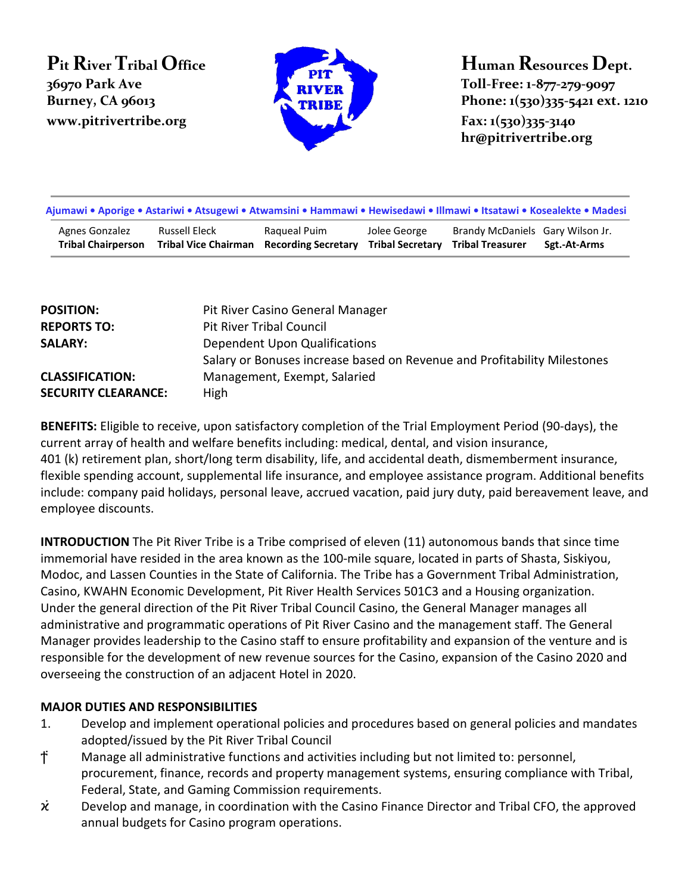**Pit River Tribal Office**
**36970 Park Ave**
**Burney, CA 96013**
**www.pitrivertribe.org**

**Human Resources Dept.**
**Toll-Free: 1-877-279-9097**
**Phone: 1(530)335-5421 ext. 1210**
**Fax: 1(530)335-3140**
**hr@pitrivertribe.org**

**Ajumawi • Aporige • Astariwi • Atsugewi • Atwamsini • Hammawi • Hewisedawi • Illmawi • Itsatawi • Kosealekte • Madesi**

| Agnes Gonzalez | Russell Eleck | Raqueal Puim | Jolee George | Brandy McDaniels | Gary Wilson Jr. |
|---|---|---|---|---|---|
| **Tribal Chairperson** | **Tribal Vice Chairman** | **Recording Secretary** | **Tribal Secretary** | **Tribal Treasurer** | **Sgt.-At-Arms** |

| | |
|---|---|
| **POSITION:** | Pit River Casino General Manager |
| **REPORTS TO:** | Pit River Tribal Council |
| **SALARY:** | Dependent Upon Qualifications |
| | Salary or Bonuses increase based on Revenue and Profitability Milestones |
| **CLASSIFICATION:** | Management, Exempt, Salaried |
| **SECURITY CLEARANCE:** | High |

**BENEFITS:** Eligible to receive, upon satisfactory completion of the Trial Employment Period (90-days), the current array of health and welfare benefits including: medical, dental, and vision insurance, 401 (k) retirement plan, short/long term disability, life, and accidental death, dismemberment insurance, flexible spending account, supplemental life insurance, and employee assistance program. Additional benefits include: company paid holidays, personal leave, accrued vacation, paid jury duty, paid bereavement leave, and employee discounts.

**INTRODUCTION** The Pit River Tribe is a Tribe comprised of eleven (11) autonomous bands that since time immemorial have resided in the area known as the 100-mile square, located in parts of Shasta, Siskiyou, Modoc, and Lassen Counties in the State of California. The Tribe has a Government Tribal Administration, Casino, KWAHN Economic Development, Pit River Health Services 501C3 and a Housing organization. Under the general direction of the Pit River Tribal Council Casino, the General Manager manages all administrative and programmatic operations of Pit River Casino and the management staff. The General Manager provides leadership to the Casino staff to ensure profitability and expansion of the venture and is responsible for the development of new revenue sources for the Casino, expansion of the Casino 2020 and overseeing the construction of an adjacent Hotel in 2020.

**MAJOR DUTIES AND RESPONSIBILITIES**

1. Develop and implement operational policies and procedures based on general policies and mandates adopted/issued by the Pit River Tribal Council
2. Manage all administrative functions and activities including but not limited to: personnel, procurement, finance, records and property management systems, ensuring compliance with Tribal, Federal, State, and Gaming Commission requirements.
3. Develop and manage, in coordination with the Casino Finance Director and Tribal CFO, the approved annual budgets for Casino program operations.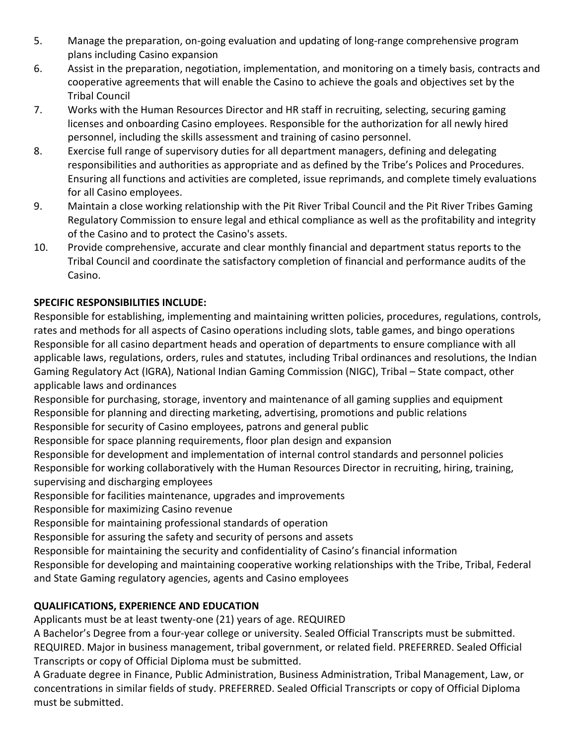5. Manage the preparation, on-going evaluation and updating of long-range comprehensive program plans including Casino expansion
6. Assist in the preparation, negotiation, implementation, and monitoring on a timely basis, contracts and cooperative agreements that will enable the Casino to achieve the goals and objectives set by the Tribal Council
7. Works with the Human Resources Director and HR staff in recruiting, selecting, securing gaming licenses and onboarding Casino employees. Responsible for the authorization for all newly hired personnel, including the skills assessment and training of casino personnel.
8. Exercise full range of supervisory duties for all department managers, defining and delegating responsibilities and authorities as appropriate and as defined by the Tribe's Polices and Procedures. Ensuring all functions and activities are completed, issue reprimands, and complete timely evaluations for all Casino employees.
9. Maintain a close working relationship with the Pit River Tribal Council and the Pit River Tribes Gaming Regulatory Commission to ensure legal and ethical compliance as well as the profitability and integrity of the Casino and to protect the Casino's assets.
10. Provide comprehensive, accurate and clear monthly financial and department status reports to the Tribal Council and coordinate the satisfactory completion of financial and performance audits of the Casino.

**SPECIFIC RESPONSIBILITIES INCLUDE:**

Responsible for establishing, implementing and maintaining written policies, procedures, regulations, controls, rates and methods for all aspects of Casino operations including slots, table games, and bingo operations

Responsible for all casino department heads and operation of departments to ensure compliance with all applicable laws, regulations, orders, rules and statutes, including Tribal ordinances and resolutions, the Indian Gaming Regulatory Act (IGRA), National Indian Gaming Commission (NIGC), Tribal – State compact, other applicable laws and ordinances

Responsible for purchasing, storage, inventory and maintenance of all gaming supplies and equipment

Responsible for planning and directing marketing, advertising, promotions and public relations

Responsible for security of Casino employees, patrons and general public

Responsible for space planning requirements, floor plan design and expansion

Responsible for development and implementation of internal control standards and personnel policies

Responsible for working collaboratively with the Human Resources Director in recruiting, hiring, training, supervising and discharging employees

Responsible for facilities maintenance, upgrades and improvements

Responsible for maximizing Casino revenue

Responsible for maintaining professional standards of operation

Responsible for assuring the safety and security of persons and assets

Responsible for maintaining the security and confidentiality of Casino's financial information

Responsible for developing and maintaining cooperative working relationships with the Tribe, Tribal, Federal and State Gaming regulatory agencies, agents and Casino employees

**QUALIFICATIONS, EXPERIENCE AND EDUCATION**

Applicants must be at least twenty-one (21) years of age. REQUIRED

A Bachelor's Degree from a four-year college or university. Sealed Official Transcripts must be submitted. REQUIRED. Major in business management, tribal government, or related field. PREFERRED. Sealed Official Transcripts or copy of Official Diploma must be submitted.

A Graduate degree in Finance, Public Administration, Business Administration, Tribal Management, Law, or concentrations in similar fields of study. PREFERRED. Sealed Official Transcripts or copy of Official Diploma must be submitted.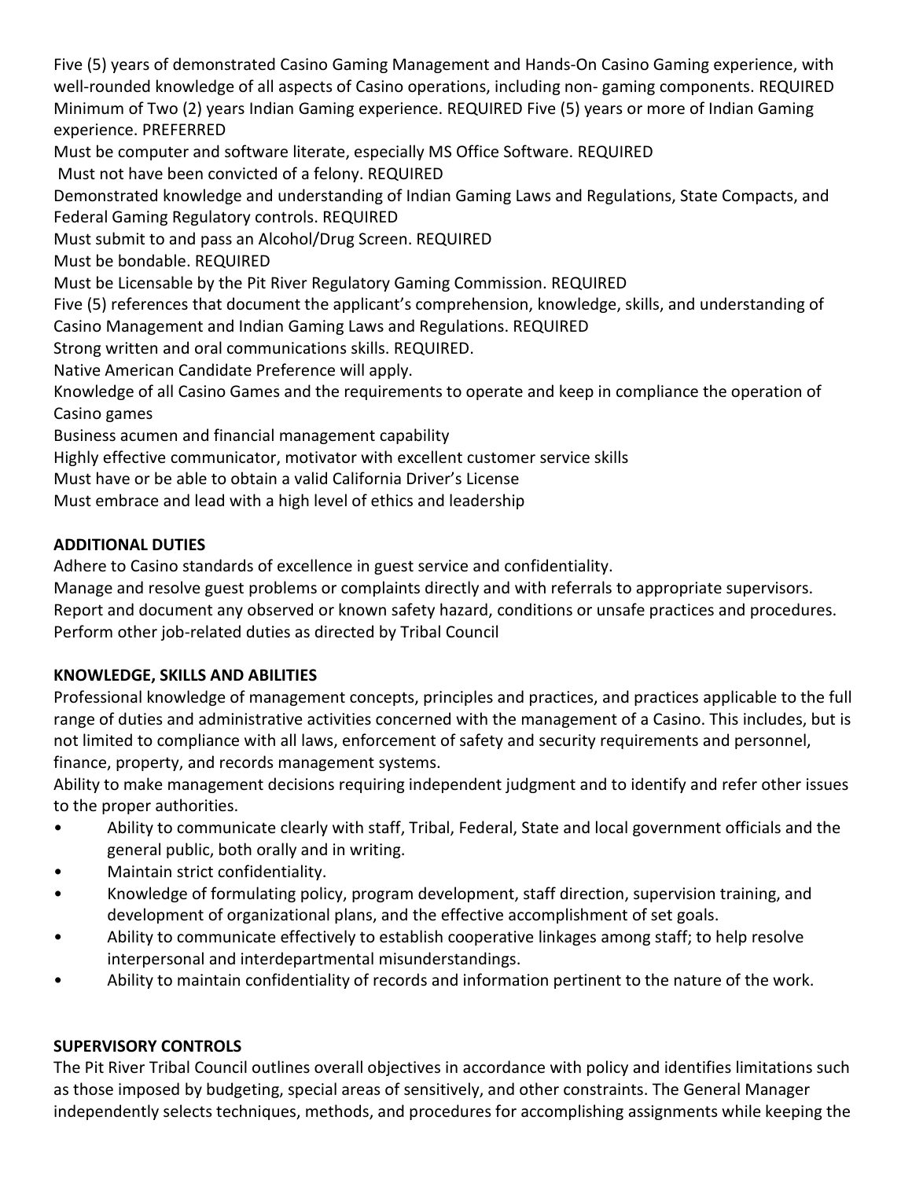Five (5) years of demonstrated Casino Gaming Management and Hands-On Casino Gaming experience, with well-rounded knowledge of all aspects of Casino operations, including non- gaming components. REQUIRED
Minimum of Two (2) years Indian Gaming experience. REQUIRED Five (5) years or more of Indian Gaming experience. PREFERRED
Must be computer and software literate, especially MS Office Software. REQUIRED
Must not have been convicted of a felony. REQUIRED
Demonstrated knowledge and understanding of Indian Gaming Laws and Regulations, State Compacts, and Federal Gaming Regulatory controls. REQUIRED
Must submit to and pass an Alcohol/Drug Screen. REQUIRED
Must be bondable. REQUIRED
Must be Licensable by the Pit River Regulatory Gaming Commission. REQUIRED
Five (5) references that document the applicant's comprehension, knowledge, skills, and understanding of Casino Management and Indian Gaming Laws and Regulations. REQUIRED
Strong written and oral communications skills. REQUIRED.
Native American Candidate Preference will apply.
Knowledge of all Casino Games and the requirements to operate and keep in compliance the operation of Casino games
Business acumen and financial management capability
Highly effective communicator, motivator with excellent customer service skills
Must have or be able to obtain a valid California Driver's License
Must embrace and lead with a high level of ethics and leadership

**ADDITIONAL DUTIES**

Adhere to Casino standards of excellence in guest service and confidentiality.
Manage and resolve guest problems or complaints directly and with referrals to appropriate supervisors.
Report and document any observed or known safety hazard, conditions or unsafe practices and procedures.
Perform other job-related duties as directed by Tribal Council

**KNOWLEDGE, SKILLS AND ABILITIES**

Professional knowledge of management concepts, principles and practices, and practices applicable to the full range of duties and administrative activities concerned with the management of a Casino. This includes, but is not limited to compliance with all laws, enforcement of safety and security requirements and personnel, finance, property, and records management systems.
Ability to make management decisions requiring independent judgment and to identify and refer other issues to the proper authorities.

- Ability to communicate clearly with staff, Tribal, Federal, State and local government officials and the general public, both orally and in writing.
- Maintain strict confidentiality.
- Knowledge of formulating policy, program development, staff direction, supervision training, and development of organizational plans, and the effective accomplishment of set goals.
- Ability to communicate effectively to establish cooperative linkages among staff; to help resolve interpersonal and interdepartmental misunderstandings.
- Ability to maintain confidentiality of records and information pertinent to the nature of the work.

**SUPERVISORY CONTROLS**

The Pit River Tribal Council outlines overall objectives in accordance with policy and identifies limitations such as those imposed by budgeting, special areas of sensitively, and other constraints. The General Manager independently selects techniques, methods, and procedures for accomplishing assignments while keeping the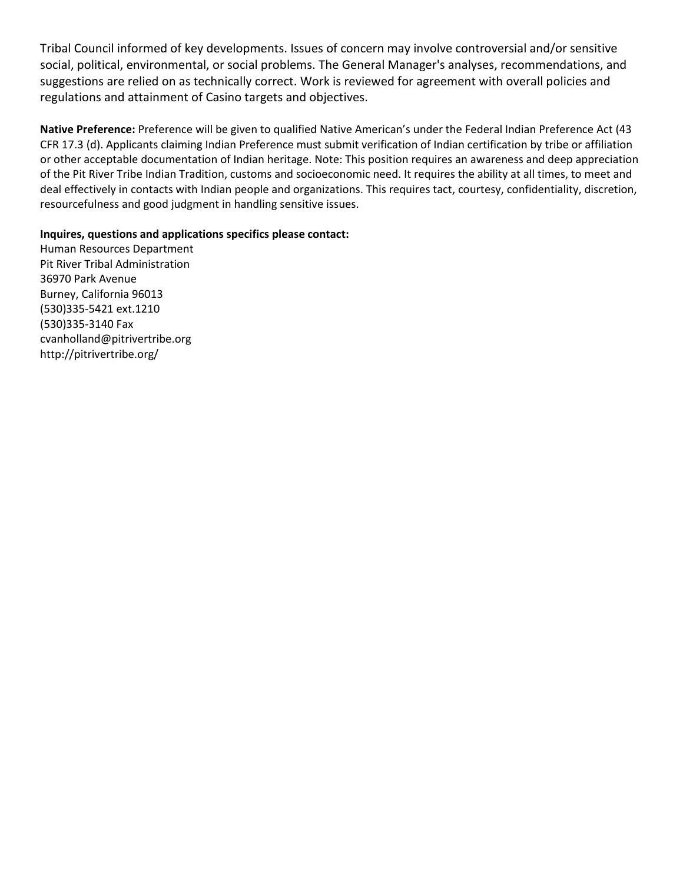Tribal Council informed of key developments. Issues of concern may involve controversial and/or sensitive social, political, environmental, or social problems. The General Manager's analyses, recommendations, and suggestions are relied on as technically correct. Work is reviewed for agreement with overall policies and regulations and attainment of Casino targets and objectives.

**Native Preference:** Preference will be given to qualified Native American's under the Federal Indian Preference Act (43 CFR 17.3 (d). Applicants claiming Indian Preference must submit verification of Indian certification by tribe or affiliation or other acceptable documentation of Indian heritage. Note: This position requires an awareness and deep appreciation of the Pit River Tribe Indian Tradition, customs and socioeconomic need. It requires the ability at all times, to meet and deal effectively in contacts with Indian people and organizations. This requires tact, courtesy, confidentiality, discretion, resourcefulness and good judgment in handling sensitive issues.

**Inquires, questions and applications specifics please contact:**

Human Resources Department
Pit River Tribal Administration
36970 Park Avenue
Burney, California 96013
(530)335-5421 ext.1210
(530)335-3140 Fax
cvanholland@pitrivertribe.org
http://pitrivertribe.org/